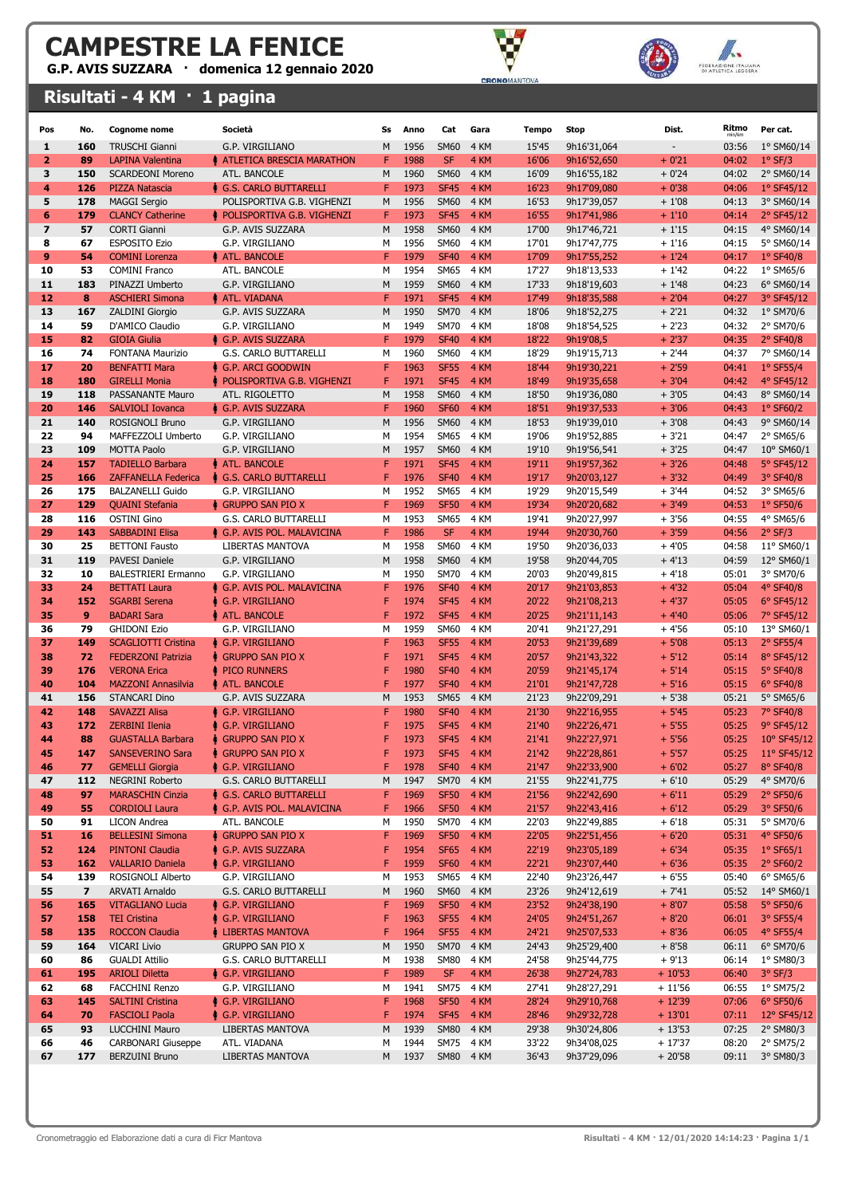# CAMPESTRE LA FENICE

**G.P. AVIS SUZZARA · domenica 12 gennaio 2020**

## Risultati - 4 KM · 1 pagina

| Pos | No. | Cognome nome | Società | Ss | Anno | Cat | Gara | Tempo | Stop | Dist. | Ritmo min/km | Per cat. |
|---|---|---|---|---|---|---|---|---|---|---|---|---|
| 1 | 160 | TRUSCHI Gianni | G.P. VIRGILIANO | M | 1956 | SM60 | 4 KM | 15'45 | 9h16'31,064 | - | 03:56 | 1° SM60/14 |
| 2 | 89 | LAPINA Valentina | ATLETICA BRESCIA MARATHON | F | 1988 | SF | 4 KM | 16'06 | 9h16'52,650 | + 0'21 | 04:02 | 1° SF/3 |
| 3 | 150 | SCARDEONI Moreno | ATL. BANCOLE | M | 1960 | SM60 | 4 KM | 16'09 | 9h16'55,182 | + 0'24 | 04:02 | 2° SM60/14 |
| 4 | 126 | PIZZA Natascia | G.S. CARLO BUTTARELLI | F | 1973 | SF45 | 4 KM | 16'23 | 9h17'09,080 | + 0'38 | 04:06 | 1° SF45/12 |
| 5 | 178 | MAGGI Sergio | POLISPORTIVA G.B. VIGHENZI | M | 1956 | SM60 | 4 KM | 16'53 | 9h17'39,057 | + 1'08 | 04:13 | 3° SM60/14 |
| 6 | 179 | CLANCY Catherine | POLISPORTIVA G.B. VIGHENZI | F | 1973 | SF45 | 4 KM | 16'55 | 9h17'41,986 | + 1'10 | 04:14 | 2° SF45/12 |
| 7 | 57 | CORTI Gianni | G.P. AVIS SUZZARA | M | 1958 | SM60 | 4 KM | 17'00 | 9h17'46,721 | + 1'15 | 04:15 | 4° SM60/14 |
| 8 | 67 | ESPOSITO Ezio | G.P. VIRGILIANO | M | 1956 | SM60 | 4 KM | 17'01 | 9h17'47,775 | + 1'16 | 04:15 | 5° SM60/14 |
| 9 | 54 | COMINI Lorenza | ATL. BANCOLE | F | 1979 | SF40 | 4 KM | 17'09 | 9h17'55,252 | + 1'24 | 04:17 | 1° SF40/8 |
| 10 | 53 | COMINI Franco | ATL. BANCOLE | M | 1954 | SM65 | 4 KM | 17'27 | 9h18'13,533 | + 1'42 | 04:22 | 1° SM65/6 |
| 11 | 183 | PINAZZI Umberto | G.P. VIRGILIANO | M | 1959 | SM60 | 4 KM | 17'33 | 9h18'19,603 | + 1'48 | 04:23 | 6° SM60/14 |
| 12 | 8 | ASCHIERI Simona | ATL. VIADANA | F | 1971 | SF45 | 4 KM | 17'49 | 9h18'35,588 | + 2'04 | 04:27 | 3° SF45/12 |
| 13 | 167 | ZALDINI Giorgio | G.P. AVIS SUZZARA | M | 1950 | SM70 | 4 KM | 18'06 | 9h18'52,275 | + 2'21 | 04:32 | 1° SM70/6 |
| 14 | 59 | D'AMICO Claudio | G.P. VIRGILIANO | M | 1949 | SM70 | 4 KM | 18'08 | 9h18'54,525 | + 2'23 | 04:32 | 2° SM70/6 |
| 15 | 82 | GIOIA Giulia | G.P. AVIS SUZZARA | F | 1979 | SF40 | 4 KM | 18'22 | 9h19'08,5 | + 2'37 | 04:35 | 2° SF40/8 |
| 16 | 74 | FONTANA Maurizio | G.S. CARLO BUTTARELLI | M | 1960 | SM60 | 4 KM | 18'29 | 9h19'15,713 | + 2'44 | 04:37 | 7° SM60/14 |
| 17 | 20 | BENFATTI Mara | G.P. ARCI GOODWIN | F | 1963 | SF55 | 4 KM | 18'44 | 9h19'30,221 | + 2'59 | 04:41 | 1° SF55/4 |
| 18 | 180 | GIRELLI Monia | POLISPORTIVA G.B. VIGHENZI | F | 1971 | SF45 | 4 KM | 18'49 | 9h19'35,658 | + 3'04 | 04:42 | 4° SF45/12 |
| 19 | 118 | PASSANANTE Mauro | ATL. RIGOLETTO | M | 1958 | SM60 | 4 KM | 18'50 | 9h19'36,080 | + 3'05 | 04:43 | 8° SM60/14 |
| 20 | 146 | SALVIOLI Iovanca | G.P. AVIS SUZZARA | F | 1960 | SF60 | 4 KM | 18'51 | 9h19'37,533 | + 3'06 | 04:43 | 1° SF60/2 |
| 21 | 140 | ROSIGNOLI Bruno | G.P. VIRGILIANO | M | 1956 | SM60 | 4 KM | 18'53 | 9h19'39,010 | + 3'08 | 04:43 | 9° SM60/14 |
| 22 | 94 | MAFFEZZOLI Umberto | G.P. VIRGILIANO | M | 1954 | SM65 | 4 KM | 19'06 | 9h19'52,885 | + 3'21 | 04:47 | 2° SM65/6 |
| 23 | 109 | MOTTA Paolo | G.P. VIRGILIANO | M | 1957 | SM60 | 4 KM | 19'10 | 9h19'56,541 | + 3'25 | 04:47 | 10° SM60/1 |
| 24 | 157 | TADIELLO Barbara | ATL. BANCOLE | F | 1971 | SF45 | 4 KM | 19'11 | 9h19'57,362 | + 3'26 | 04:48 | 5° SF45/12 |
| 25 | 166 | ZAFFANELLA Federica | G.S. CARLO BUTTARELLI | F | 1976 | SF40 | 4 KM | 19'17 | 9h20'03,127 | + 3'32 | 04:49 | 3° SF40/8 |
| 26 | 175 | BALZANELLI Guido | G.P. VIRGILIANO | M | 1952 | SM65 | 4 KM | 19'29 | 9h20'15,549 | + 3'44 | 04:52 | 3° SM65/6 |
| 27 | 129 | QUAINI Stefania | GRUPPO SAN PIO X | F | 1969 | SF50 | 4 KM | 19'34 | 9h20'20,682 | + 3'49 | 04:53 | 1° SF50/6 |
| 28 | 116 | OSTINI Gino | G.S. CARLO BUTTARELLI | M | 1953 | SM65 | 4 KM | 19'41 | 9h20'27,997 | + 3'56 | 04:55 | 4° SM65/6 |
| 29 | 143 | SABBADINI Elisa | G.P. AVIS POL. MALAVICINA | F | 1986 | SF | 4 KM | 19'44 | 9h20'30,760 | + 3'59 | 04:56 | 2° SF/3 |
| 30 | 25 | BETTONI Fausto | LIBERTAS MANTOVA | M | 1958 | SM60 | 4 KM | 19'50 | 9h20'36,033 | + 4'05 | 04:58 | 11° SM60/1 |
| 31 | 119 | PAVESI Daniele | G.P. VIRGILIANO | M | 1958 | SM60 | 4 KM | 19'58 | 9h20'44,705 | + 4'13 | 04:59 | 12° SM60/1 |
| 32 | 10 | BALESTRIERI Ermanno | G.P. VIRGILIANO | M | 1950 | SM70 | 4 KM | 20'03 | 9h20'49,815 | + 4'18 | 05:01 | 3° SM70/6 |
| 33 | 24 | BETTATI Laura | G.P. AVIS POL. MALAVICINA | F | 1976 | SF40 | 4 KM | 20'17 | 9h21'03,853 | + 4'32 | 05:04 | 4° SF40/8 |
| 34 | 152 | SGARBI Serena | G.P. VIRGILIANO | F | 1974 | SF45 | 4 KM | 20'22 | 9h21'08,213 | + 4'37 | 05:05 | 6° SF45/12 |
| 35 | 9 | BADARI Sara | ATL. BANCOLE | F | 1972 | SF45 | 4 KM | 20'25 | 9h21'11,143 | + 4'40 | 05:06 | 7° SF45/12 |
| 36 | 79 | GHIDONI Ezio | G.P. VIRGILIANO | M | 1959 | SM60 | 4 KM | 20'41 | 9h21'27,291 | + 4'56 | 05:10 | 13° SM60/1 |
| 37 | 149 | SCAGLIOTTI Cristina | G.P. VIRGILIANO | F | 1963 | SF55 | 4 KM | 20'53 | 9h21'39,689 | + 5'08 | 05:13 | 2° SF55/4 |
| 38 | 72 | FEDERZONI Patrizia | GRUPPO SAN PIO X | F | 1971 | SF45 | 4 KM | 20'57 | 9h21'43,322 | + 5'12 | 05:14 | 8° SF45/12 |
| 39 | 176 | VERONA Erica | PICO RUNNERS | F | 1980 | SF40 | 4 KM | 20'59 | 9h21'45,174 | + 5'14 | 05:15 | 5° SF40/8 |
| 40 | 104 | MAZZONI Annasilvia | ATL. BANCOLE | F | 1977 | SF40 | 4 KM | 21'01 | 9h21'47,728 | + 5'16 | 05:15 | 6° SF40/8 |
| 41 | 156 | STANCARI Dino | G.P. AVIS SUZZARA | M | 1953 | SM65 | 4 KM | 21'23 | 9h22'09,291 | + 5'38 | 05:21 | 5° SM65/6 |
| 42 | 148 | SAVAZZI Alisa | G.P. VIRGILIANO | F | 1980 | SF40 | 4 KM | 21'30 | 9h22'16,955 | + 5'45 | 05:23 | 7° SF40/8 |
| 43 | 172 | ZERBINI Ilenia | G.P. VIRGILIANO | F | 1975 | SF45 | 4 KM | 21'40 | 9h22'26,471 | + 5'55 | 05:25 | 9° SF45/12 |
| 44 | 88 | GUASTALLA Barbara | GRUPPO SAN PIO X | F | 1973 | SF45 | 4 KM | 21'41 | 9h22'27,971 | + 5'56 | 05:25 | 10° SF45/12 |
| 45 | 147 | SANSEVERINO Sara | GRUPPO SAN PIO X | F | 1973 | SF45 | 4 KM | 21'42 | 9h22'28,861 | + 5'57 | 05:25 | 11° SF45/12 |
| 46 | 77 | GEMELLI Giorgia | G.P. VIRGILIANO | F | 1978 | SF40 | 4 KM | 21'47 | 9h22'33,900 | + 6'02 | 05:27 | 8° SF40/8 |
| 47 | 112 | NEGRINI Roberto | G.S. CARLO BUTTARELLI | M | 1947 | SM70 | 4 KM | 21'55 | 9h22'41,775 | + 6'10 | 05:29 | 4° SM70/6 |
| 48 | 97 | MARASCHIN Cinzia | G.S. CARLO BUTTARELLI | F | 1969 | SF50 | 4 KM | 21'56 | 9h22'42,690 | + 6'11 | 05:29 | 2° SF50/6 |
| 49 | 55 | CORDIOLI Laura | G.P. AVIS POL. MALAVICINA | F | 1966 | SF50 | 4 KM | 21'57 | 9h22'43,416 | + 6'12 | 05:29 | 3° SF50/6 |
| 50 | 91 | LICON Andrea | ATL. BANCOLE | M | 1950 | SM70 | 4 KM | 22'03 | 9h22'49,885 | + 6'18 | 05:31 | 5° SM70/6 |
| 51 | 16 | BELLESINI Simona | GRUPPO SAN PIO X | F | 1969 | SF50 | 4 KM | 22'05 | 9h22'51,456 | + 6'20 | 05:31 | 4° SF50/6 |
| 52 | 124 | PINTONI Claudia | G.P. AVIS SUZZARA | F | 1954 | SF65 | 4 KM | 22'19 | 9h23'05,189 | + 6'34 | 05:35 | 1° SF65/1 |
| 53 | 162 | VALLARIO Daniela | G.P. VIRGILIANO | F | 1959 | SF60 | 4 KM | 22'21 | 9h23'07,440 | + 6'36 | 05:35 | 2° SF60/2 |
| 54 | 139 | ROSIGNOLI Alberto | G.P. VIRGILIANO | M | 1953 | SM65 | 4 KM | 22'40 | 9h23'26,447 | + 6'55 | 05:40 | 6° SM65/6 |
| 55 | 7 | ARVATI Arnaldo | G.S. CARLO BUTTARELLI | M | 1960 | SM60 | 4 KM | 23'26 | 9h24'12,619 | + 7'41 | 05:52 | 14° SM60/1 |
| 56 | 165 | VITAGLIANO Lucia | G.P. VIRGILIANO | F | 1969 | SF50 | 4 KM | 23'52 | 9h24'38,190 | + 8'07 | 05:58 | 5° SF50/6 |
| 57 | 158 | TEI Cristina | G.P. VIRGILIANO | F | 1963 | SF55 | 4 KM | 24'05 | 9h24'51,267 | + 8'20 | 06:01 | 3° SF55/4 |
| 58 | 135 | ROCCON Claudia | LIBERTAS MANTOVA | F | 1964 | SF55 | 4 KM | 24'21 | 9h25'07,533 | + 8'36 | 06:05 | 4° SF55/4 |
| 59 | 164 | VICARI Livio | GRUPPO SAN PIO X | M | 1950 | SM70 | 4 KM | 24'43 | 9h25'29,400 | + 8'58 | 06:11 | 6° SM70/6 |
| 60 | 86 | GUALDI Attilio | G.S. CARLO BUTTARELLI | M | 1938 | SM80 | 4 KM | 24'58 | 9h25'44,775 | + 9'13 | 06:14 | 1° SM80/3 |
| 61 | 195 | ARIOLI Diletta | G.P. VIRGILIANO | F | 1989 | SF | 4 KM | 26'38 | 9h27'24,783 | + 10'53 | 06:40 | 3° SF/3 |
| 62 | 68 | FACCHINI Renzo | G.P. VIRGILIANO | M | 1941 | SM75 | 4 KM | 27'41 | 9h28'27,291 | + 11'56 | 06:55 | 1° SM75/2 |
| 63 | 145 | SALTINI Cristina | G.P. VIRGILIANO | F | 1968 | SF50 | 4 KM | 28'24 | 9h29'10,768 | + 12'39 | 07:06 | 6° SF50/6 |
| 64 | 70 | FASCIOLI Paola | G.P. VIRGILIANO | F | 1974 | SF45 | 4 KM | 28'46 | 9h29'32,728 | + 13'01 | 07:11 | 12° SF45/12 |
| 65 | 93 | LUCCHINI Mauro | LIBERTAS MANTOVA | M | 1939 | SM80 | 4 KM | 29'38 | 9h30'24,806 | + 13'53 | 07:25 | 2° SM80/3 |
| 66 | 46 | CARBONARI Giuseppe | ATL. VIADANA | M | 1944 | SM75 | 4 KM | 33'22 | 9h34'08,025 | + 17'37 | 08:20 | 2° SM75/2 |
| 67 | 177 | BERZUINI Bruno | LIBERTAS MANTOVA | M | 1937 | SM80 | 4 KM | 36'43 | 9h37'29,096 | + 20'58 | 09:11 | 3° SM80/3 |

Cronometraggio ed Elaborazione dati a cura di Ficr Mantova

Risultati - 4 KM · 12/01/2020 14:14:23 · Pagina 1/1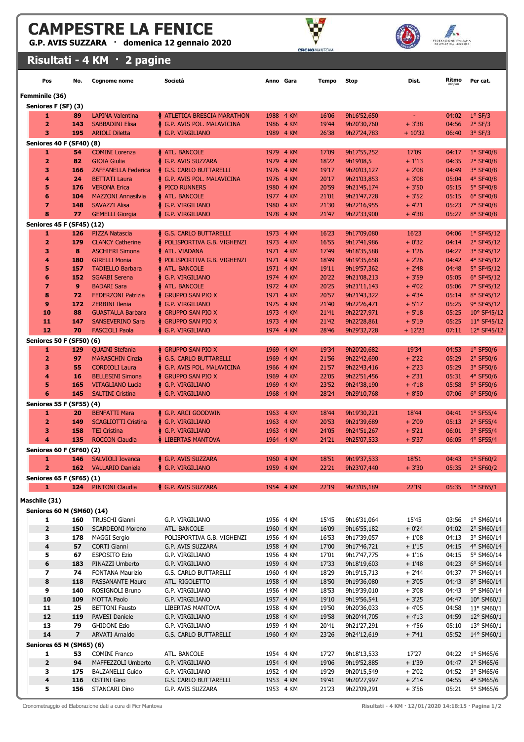# CAMPESTRE LA FENICE

**G.P. AVIS SUZZARA · domenica 12 gennaio 2020**

## Risultati - 4 KM · 2 pagine

| Pos | No. | Cognome nome | Società | Anno | Gara | Tempo | Stop | Dist. | Ritmo min/km | Per cat. |
|---|---|---|---|---|---|---|---|---|---|---|
| **Femminile (36)** | | | | | | | | | | |
| **Seniores F (SF) (3)** | | | | | | | | | | |
| 1 | 89 | LAPINA Valentina | ATLETICA BRESCIA MARATHON | 1988 | 4 KM | 16'06 | 9h16'52,650 | - | 04:02 | 1° SF/3 |
| 2 | 143 | SABBADINI Elisa | G.P. AVIS POL. MALAVICINA | 1986 | 4 KM | 19'44 | 9h20'30,760 | + 3'38 | 04:56 | 2° SF/3 |
| 3 | 195 | ARIOLI Diletta | G.P. VIRGILIANO | 1989 | 4 KM | 26'38 | 9h27'24,783 | + 10'32 | 06:40 | 3° SF/3 |
| **Seniores 40 F (SF40) (8)** | | | | | | | | | | |
| 1 | 54 | COMINI Lorenza | ATL. BANCOLE | 1979 | 4 KM | 17'09 | 9h17'55,252 | 17'09 | 04:17 | 1° SF40/8 |
| 2 | 82 | GIOIA Giulia | G.P. AVIS SUZZARA | 1979 | 4 KM | 18'22 | 9h19'08,5 | + 1'13 | 04:35 | 2° SF40/8 |
| 3 | 166 | ZAFFANELLA Federica | G.S. CARLO BUTTARELLI | 1976 | 4 KM | 19'17 | 9h20'03,127 | + 2'08 | 04:49 | 3° SF40/8 |
| 4 | 24 | BETTATI Laura | G.P. AVIS POL. MALAVICINA | 1976 | 4 KM | 20'17 | 9h21'03,853 | + 3'08 | 05:04 | 4° SF40/8 |
| 5 | 176 | VERONA Erica | PICO RUNNERS | 1980 | 4 KM | 20'59 | 9h21'45,174 | + 3'50 | 05:15 | 5° SF40/8 |
| 6 | 104 | MAZZONI Annasilvia | ATL. BANCOLE | 1977 | 4 KM | 21'01 | 9h21'47,728 | + 3'52 | 05:15 | 6° SF40/8 |
| 7 | 148 | SAVAZZI Alisa | G.P. VIRGILIANO | 1980 | 4 KM | 21'30 | 9h22'16,955 | + 4'21 | 05:23 | 7° SF40/8 |
| 8 | 77 | GEMELLI Giorgia | G.P. VIRGILIANO | 1978 | 4 KM | 21'47 | 9h22'33,900 | + 4'38 | 05:27 | 8° SF40/8 |
| **Seniores 45 F (SF45) (12)** | | | | | | | | | | |
| 1 | 126 | PIZZA Natascia | G.S. CARLO BUTTARELLI | 1973 | 4 KM | 16'23 | 9h17'09,080 | 16'23 | 04:06 | 1° SF45/12 |
| 2 | 179 | CLANCY Catherine | POLISPORTIVA G.B. VIGHENZI | 1973 | 4 KM | 16'55 | 9h17'41,986 | + 0'32 | 04:14 | 2° SF45/12 |
| 3 | 8 | ASCHIERI Simona | ATL. VIADANA | 1971 | 4 KM | 17'49 | 9h18'35,588 | + 1'26 | 04:27 | 3° SF45/12 |
| 4 | 180 | GIRELLI Monia | POLISPORTIVA G.B. VIGHENZI | 1971 | 4 KM | 18'49 | 9h19'35,658 | + 2'26 | 04:42 | 4° SF45/12 |
| 5 | 157 | TADIELLO Barbara | ATL. BANCOLE | 1971 | 4 KM | 19'11 | 9h19'57,362 | + 2'48 | 04:48 | 5° SF45/12 |
| 6 | 152 | SGARBI Serena | G.P. VIRGILIANO | 1974 | 4 KM | 20'22 | 9h21'08,213 | + 3'59 | 05:05 | 6° SF45/12 |
| 7 | 9 | BADARI Sara | ATL. BANCOLE | 1972 | 4 KM | 20'25 | 9h21'11,143 | + 4'02 | 05:06 | 7° SF45/12 |
| 8 | 72 | FEDERZONI Patrizia | GRUPPO SAN PIO X | 1971 | 4 KM | 20'57 | 9h21'43,322 | + 4'34 | 05:14 | 8° SF45/12 |
| 9 | 172 | ZERBINI Ilenia | G.P. VIRGILIANO | 1975 | 4 KM | 21'40 | 9h22'26,471 | + 5'17 | 05:25 | 9° SF45/12 |
| 10 | 88 | GUASTALLA Barbara | GRUPPO SAN PIO X | 1973 | 4 KM | 21'41 | 9h22'27,971 | + 5'18 | 05:25 | 10° SF45/12 |
| 11 | 147 | SANSEVERINO Sara | GRUPPO SAN PIO X | 1973 | 4 KM | 21'42 | 9h22'28,861 | + 5'19 | 05:25 | 11° SF45/12 |
| 12 | 70 | FASCIOLI Paola | G.P. VIRGILIANO | 1974 | 4 KM | 28'46 | 9h29'32,728 | + 12'23 | 07:11 | 12° SF45/12 |
| **Seniores 50 F (SF50) (6)** | | | | | | | | | | |
| 1 | 129 | QUAINI Stefania | GRUPPO SAN PIO X | 1969 | 4 KM | 19'34 | 9h20'20,682 | 19'34 | 04:53 | 1° SF50/6 |
| 2 | 97 | MARASCHIN Cinzia | G.S. CARLO BUTTARELLI | 1969 | 4 KM | 21'56 | 9h22'42,690 | + 2'22 | 05:29 | 2° SF50/6 |
| 3 | 55 | CORDIOLI Laura | G.P. AVIS POL. MALAVICINA | 1966 | 4 KM | 21'57 | 9h22'43,416 | + 2'23 | 05:29 | 3° SF50/6 |
| 4 | 16 | BELLESINI Simona | GRUPPO SAN PIO X | 1969 | 4 KM | 22'05 | 9h22'51,456 | + 2'31 | 05:31 | 4° SF50/6 |
| 5 | 165 | VITAGLIANO Lucia | G.P. VIRGILIANO | 1969 | 4 KM | 23'52 | 9h24'38,190 | + 4'18 | 05:58 | 5° SF50/6 |
| 6 | 145 | SALTINI Cristina | G.P. VIRGILIANO | 1968 | 4 KM | 28'24 | 9h29'10,768 | + 8'50 | 07:06 | 6° SF50/6 |
| **Seniores 55 F (SF55) (4)** | | | | | | | | | | |
| 1 | 20 | BENFATTI Mara | G.P. ARCI GOODWIN | 1963 | 4 KM | 18'44 | 9h19'30,221 | 18'44 | 04:41 | 1° SF55/4 |
| 2 | 149 | SCAGLIOTTI Cristina | G.P. VIRGILIANO | 1963 | 4 KM | 20'53 | 9h21'39,689 | + 2'09 | 05:13 | 2° SF55/4 |
| 3 | 158 | TEI Cristina | G.P. VIRGILIANO | 1963 | 4 KM | 24'05 | 9h24'51,267 | + 5'21 | 06:01 | 3° SF55/4 |
| 4 | 135 | ROCCON Claudia | LIBERTAS MANTOVA | 1964 | 4 KM | 24'21 | 9h25'07,533 | + 5'37 | 06:05 | 4° SF55/4 |
| **Seniores 60 F (SF60) (2)** | | | | | | | | | | |
| 1 | 146 | SALVIOLI Iovanca | G.P. AVIS SUZZARA | 1960 | 4 KM | 18'51 | 9h19'37,533 | 18'51 | 04:43 | 1° SF60/2 |
| 2 | 162 | VALLARIO Daniela | G.P. VIRGILIANO | 1959 | 4 KM | 22'21 | 9h23'07,440 | + 3'30 | 05:35 | 2° SF60/2 |
| **Seniores 65 F (SF65) (1)** | | | | | | | | | | |
| 1 | 124 | PINTONI Claudia | G.P. AVIS SUZZARA | 1954 | 4 KM | 22'19 | 9h23'05,189 | 22'19 | 05:35 | 1° SF65/1 |
| **Maschile (31)** | | | | | | | | | | |
| **Seniores 60 M (SM60) (14)** | | | | | | | | | | |
| 1 | 160 | TRUSCHI Gianni | G.P. VIRGILIANO | 1956 | 4 KM | 15'45 | 9h16'31,064 | 15'45 | 03:56 | 1° SM60/14 |
| 2 | 150 | SCARDEONI Moreno | ATL. BANCOLE | 1960 | 4 KM | 16'09 | 9h16'55,182 | + 0'24 | 04:02 | 2° SM60/14 |
| 3 | 178 | MAGGI Sergio | POLISPORTIVA G.B. VIGHENZI | 1956 | 4 KM | 16'53 | 9h17'39,057 | + 1'08 | 04:13 | 3° SM60/14 |
| 4 | 57 | CORTI Gianni | G.P. AVIS SUZZARA | 1958 | 4 KM | 17'00 | 9h17'46,721 | + 1'15 | 04:15 | 4° SM60/14 |
| 5 | 67 | ESPOSITO Ezio | G.P. VIRGILIANO | 1956 | 4 KM | 17'01 | 9h17'47,775 | + 1'16 | 04:15 | 5° SM60/14 |
| 6 | 183 | PINAZZI Umberto | G.P. VIRGILIANO | 1959 | 4 KM | 17'33 | 9h18'19,603 | + 1'48 | 04:23 | 6° SM60/14 |
| 7 | 74 | FONTANA Maurizio | G.S. CARLO BUTTARELLI | 1960 | 4 KM | 18'29 | 9h19'15,713 | + 2'44 | 04:37 | 7° SM60/14 |
| 8 | 118 | PASSANANTE Mauro | ATL. RIGOLETTO | 1958 | 4 KM | 18'50 | 9h19'36,080 | + 3'05 | 04:43 | 8° SM60/14 |
| 9 | 140 | ROSIGNOLI Bruno | G.P. VIRGILIANO | 1956 | 4 KM | 18'53 | 9h19'39,010 | + 3'08 | 04:43 | 9° SM60/14 |
| 10 | 109 | MOTTA Paolo | G.P. VIRGILIANO | 1957 | 4 KM | 19'10 | 9h19'56,541 | + 3'25 | 04:47 | 10° SM60/1 |
| 11 | 25 | BETTONI Fausto | LIBERTAS MANTOVA | 1958 | 4 KM | 19'50 | 9h20'36,033 | + 4'05 | 04:58 | 11° SM60/1 |
| 12 | 119 | PAVESI Daniele | G.P. VIRGILIANO | 1958 | 4 KM | 19'58 | 9h20'44,705 | + 4'13 | 04:59 | 12° SM60/1 |
| 13 | 79 | GHIDONI Ezio | G.P. VIRGILIANO | 1959 | 4 KM | 20'41 | 9h21'27,291 | + 4'56 | 05:10 | 13° SM60/1 |
| 14 | 7 | ARVATI Arnaldo | G.S. CARLO BUTTARELLI | 1960 | 4 KM | 23'26 | 9h24'12,619 | + 7'41 | 05:52 | 14° SM60/1 |
| **Seniores 65 M (SM65) (6)** | | | | | | | | | | |
| 1 | 53 | COMINI Franco | ATL. BANCOLE | 1954 | 4 KM | 17'27 | 9h18'13,533 | 17'27 | 04:22 | 1° SM65/6 |
| 2 | 94 | MAFFEZZOLI Umberto | G.P. VIRGILIANO | 1954 | 4 KM | 19'06 | 9h19'52,885 | + 1'39 | 04:47 | 2° SM65/6 |
| 3 | 175 | BALZANELLI Guido | G.P. VIRGILIANO | 1952 | 4 KM | 19'29 | 9h20'15,549 | + 2'02 | 04:52 | 3° SM65/6 |
| 4 | 116 | OSTINI Gino | G.S. CARLO BUTTARELLI | 1953 | 4 KM | 19'41 | 9h20'27,997 | + 2'14 | 04:55 | 4° SM65/6 |
| 5 | 156 | STANCARI Dino | G.P. AVIS SUZZARA | 1953 | 4 KM | 21'23 | 9h22'09,291 | + 3'56 | 05:21 | 5° SM65/6 |

Cronometraggio ed Elaborazione dati a cura di Ficr Mantova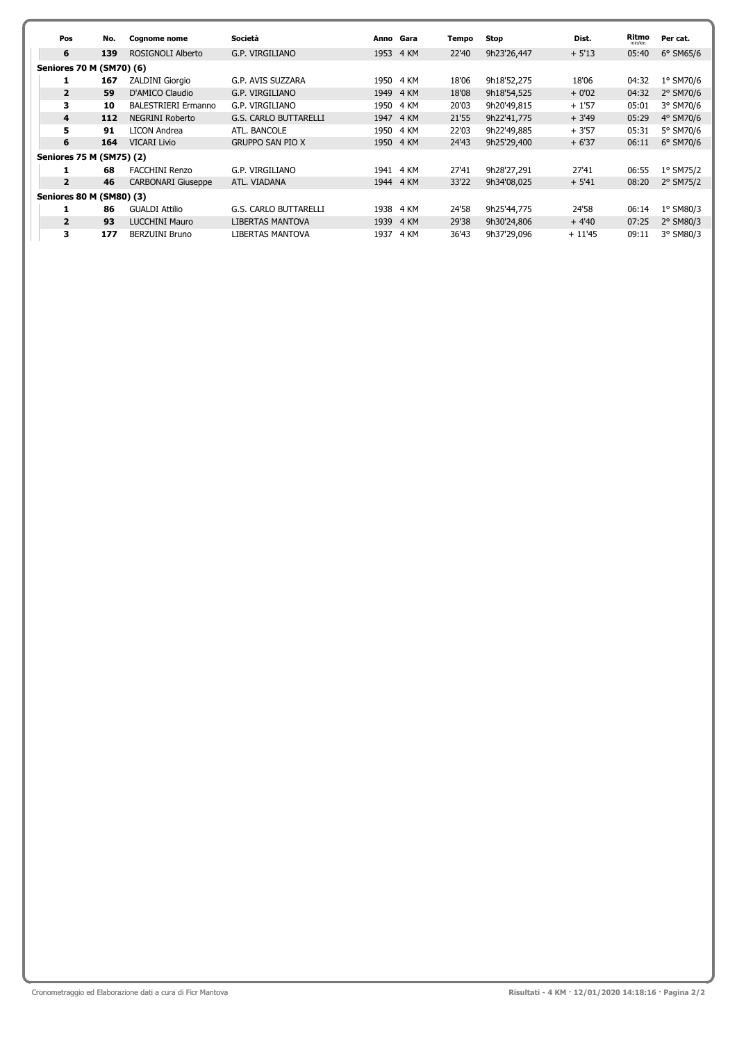| Pos | No. | Cognome nome | Società | Anno | Gara | Tempo | Stop | Dist. | Ritmo min/km | Per cat. |
|---|---|---|---|---|---|---|---|---|---|---|
| 6 | 139 | ROSIGNOLI Alberto | G.P. VIRGILIANO | 1953 | 4 KM | 22'40 | 9h23'26,447 | + 5'13 | 05:40 | 6° SM65/6 |
| **Seniores 70 M (SM70) (6)** | | | | | | | | | | |
| 1 | 167 | ZALDINI Giorgio | G.P. AVIS SUZZARA | 1950 | 4 KM | 18'06 | 9h18'52,275 | 18'06 | 04:32 | 1° SM70/6 |
| 2 | 59 | D'AMICO Claudio | G.P. VIRGILIANO | 1949 | 4 KM | 18'08 | 9h18'54,525 | + 0'02 | 04:32 | 2° SM70/6 |
| 3 | 10 | BALESTRIERI Ermanno | G.P. VIRGILIANO | 1950 | 4 KM | 20'03 | 9h20'49,815 | + 1'57 | 05:01 | 3° SM70/6 |
| 4 | 112 | NEGRINI Roberto | G.S. CARLO BUTTARELLI | 1947 | 4 KM | 21'55 | 9h22'41,775 | + 3'49 | 05:29 | 4° SM70/6 |
| 5 | 91 | LICON Andrea | ATL. BANCOLE | 1950 | 4 KM | 22'03 | 9h22'49,885 | + 3'57 | 05:31 | 5° SM70/6 |
| 6 | 164 | VICARI Livio | GRUPPO SAN PIO X | 1950 | 4 KM | 24'43 | 9h25'29,400 | + 6'37 | 06:11 | 6° SM70/6 |
| **Seniores 75 M (SM75) (2)** | | | | | | | | | | |
| 1 | 68 | FACCHINI Renzo | G.P. VIRGILIANO | 1941 | 4 KM | 27'41 | 9h28'27,291 | 27'41 | 06:55 | 1° SM75/2 |
| 2 | 46 | CARBONARI Giuseppe | ATL. VIADANA | 1944 | 4 KM | 33'22 | 9h34'08,025 | + 5'41 | 08:20 | 2° SM75/2 |
| **Seniores 80 M (SM80) (3)** | | | | | | | | | | |
| 1 | 86 | GUALDI Attilio | G.S. CARLO BUTTARELLI | 1938 | 4 KM | 24'58 | 9h25'44,775 | 24'58 | 06:14 | 1° SM80/3 |
| 2 | 93 | LUCCHINI Mauro | LIBERTAS MANTOVA | 1939 | 4 KM | 29'38 | 9h30'24,806 | + 4'40 | 07:25 | 2° SM80/3 |
| 3 | 177 | BERZUINI Bruno | LIBERTAS MANTOVA | 1937 | 4 KM | 36'43 | 9h37'29,096 | + 11'45 | 09:11 | 3° SM80/3 |

Cronometraggio ed Elaborazione dati a cura di Ficr Mantova

Risultati - 4 KM · 12/01/2020 14:18:16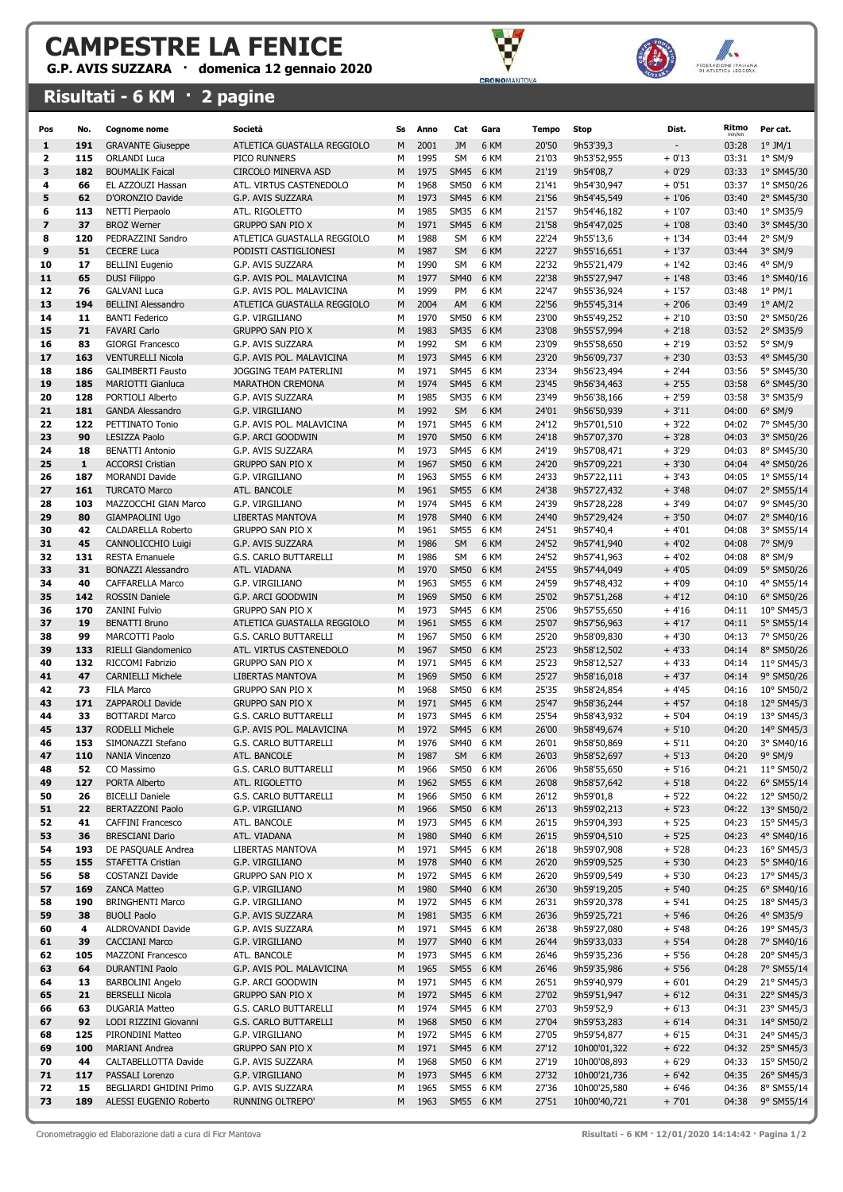# CAMPESTRE LA FENICE

**G.P. AVIS SUZZARA · domenica 12 gennaio 2020**

## Risultati - 6 KM · 2 pagine

| Pos | No. | Cognome nome | Società | Ss | Anno | Cat | Gara | Tempo | Stop | Dist. | Ritmo min/km | Per cat. |
|---|---|---|---|---|---|---|---|---|---|---|---|---|
| 1 | 191 | GRAVANTE Giuseppe | ATLETICA GUASTALLA REGGIOLO | M | 2001 | JM | 6 KM | 20'50 | 9h53'39,3 | - | 03:28 | 1° JM/1 |
| 2 | 115 | ORLANDI Luca | PICO RUNNERS | M | 1995 | SM | 6 KM | 21'03 | 9h53'52,955 | + 0'13 | 03:31 | 1° SM/9 |
| 3 | 182 | BOUMALIK Faical | CIRCOLO MINERVA ASD | M | 1975 | SM45 | 6 KM | 21'19 | 9h54'08,7 | + 0'29 | 03:33 | 1° SM45/30 |
| 4 | 66 | EL AZZOUZI Hassan | ATL. VIRTUS CASTENEDOLO | M | 1968 | SM50 | 6 KM | 21'41 | 9h54'30,947 | + 0'51 | 03:37 | 1° SM50/26 |
| 5 | 62 | D'ORONZIO Davide | G.P. AVIS SUZZARA | M | 1973 | SM45 | 6 KM | 21'56 | 9h54'45,549 | + 1'06 | 03:40 | 2° SM45/30 |
| 6 | 113 | NETTI Pierpaolo | ATL. RIGOLETTO | M | 1985 | SM35 | 6 KM | 21'57 | 9h54'46,182 | + 1'07 | 03:40 | 1° SM35/9 |
| 7 | 37 | BROZ Werner | GRUPPO SAN PIO X | M | 1971 | SM45 | 6 KM | 21'58 | 9h54'47,025 | + 1'08 | 03:40 | 3° SM45/30 |
| 8 | 120 | PEDRAZZINI Sandro | ATLETICA GUASTALLA REGGIOLO | M | 1988 | SM | 6 KM | 22'24 | 9h55'13,6 | + 1'34 | 03:44 | 2° SM/9 |
| 9 | 51 | CECERE Luca | PODISTI CASTIGLIONESI | M | 1987 | SM | 6 KM | 22'27 | 9h55'16,651 | + 1'37 | 03:44 | 3° SM/9 |
| 10 | 17 | BELLINI Eugenio | G.P. AVIS SUZZARA | M | 1990 | SM | 6 KM | 22'32 | 9h55'21,479 | + 1'42 | 03:46 | 4° SM/9 |
| 11 | 65 | DUSI Filippo | G.P. AVIS POL. MALAVICINA | M | 1977 | SM40 | 6 KM | 22'38 | 9h55'27,947 | + 1'48 | 03:46 | 1° SM40/16 |
| 12 | 76 | GALVANI Luca | G.P. AVIS POL. MALAVICINA | M | 1999 | PM | 6 KM | 22'47 | 9h55'36,924 | + 1'57 | 03:48 | 1° PM/1 |
| 13 | 194 | BELLINI Alessandro | ATLETICA GUASTALLA REGGIOLO | M | 2004 | AM | 6 KM | 22'56 | 9h55'45,314 | + 2'06 | 03:49 | 1° AM/2 |
| 14 | 11 | BANTI Federico | G.P. VIRGILIANO | M | 1970 | SM50 | 6 KM | 23'00 | 9h55'49,252 | + 2'10 | 03:50 | 2° SM50/26 |
| 15 | 71 | FAVARI Carlo | GRUPPO SAN PIO X | M | 1983 | SM35 | 6 KM | 23'08 | 9h55'57,994 | + 2'18 | 03:52 | 2° SM35/9 |
| 16 | 83 | GIORGI Francesco | G.P. AVIS SUZZARA | M | 1992 | SM | 6 KM | 23'09 | 9h55'58,650 | + 2'19 | 03:52 | 5° SM/9 |
| 17 | 163 | VENTURELLI Nicola | G.P. AVIS POL. MALAVICINA | M | 1973 | SM45 | 6 KM | 23'20 | 9h56'09,737 | + 2'30 | 03:53 | 4° SM45/30 |
| 18 | 186 | GALIMBERTI Fausto | JOGGING TEAM PATERLINI | M | 1971 | SM45 | 6 KM | 23'34 | 9h56'23,494 | + 2'44 | 03:56 | 5° SM45/30 |
| 19 | 185 | MARIOTTI Gianluca | MARATHON CREMONA | M | 1974 | SM45 | 6 KM | 23'45 | 9h56'34,463 | + 2'55 | 03:58 | 6° SM45/30 |
| 20 | 128 | PORTIOLI Alberto | G.P. AVIS SUZZARA | M | 1985 | SM35 | 6 KM | 23'49 | 9h56'38,166 | + 2'59 | 03:58 | 3° SM35/9 |
| 21 | 181 | GANDA Alessandro | G.P. VIRGILIANO | M | 1992 | SM | 6 KM | 24'01 | 9h56'50,939 | + 3'11 | 04:00 | 6° SM/9 |
| 22 | 122 | PETTINATO Tonio | G.P. AVIS POL. MALAVICINA | M | 1971 | SM45 | 6 KM | 24'12 | 9h57'01,510 | + 3'22 | 04:02 | 7° SM45/30 |
| 23 | 90 | LESIZZA Paolo | G.P. ARCI GOODWIN | M | 1970 | SM50 | 6 KM | 24'18 | 9h57'07,370 | + 3'28 | 04:03 | 3° SM50/26 |
| 24 | 18 | BENATTI Antonio | G.P. AVIS SUZZARA | M | 1973 | SM45 | 6 KM | 24'19 | 9h57'08,471 | + 3'29 | 04:03 | 8° SM45/30 |
| 25 | 1 | ACCORSI Cristian | GRUPPO SAN PIO X | M | 1967 | SM50 | 6 KM | 24'20 | 9h57'09,221 | + 3'30 | 04:04 | 4° SM50/26 |
| 26 | 187 | MORANDI Davide | G.P. VIRGILIANO | M | 1963 | SM55 | 6 KM | 24'33 | 9h57'22,111 | + 3'43 | 04:05 | 1° SM55/14 |
| 27 | 161 | TURCATO Marco | ATL. BANCOLE | M | 1961 | SM55 | 6 KM | 24'38 | 9h57'27,432 | + 3'48 | 04:07 | 2° SM55/14 |
| 28 | 103 | MAZZOCCHI GIAN Marco | G.P. VIRGILIANO | M | 1974 | SM45 | 6 KM | 24'39 | 9h57'28,228 | + 3'49 | 04:07 | 9° SM45/30 |
| 29 | 80 | GIAMPAOLINI Ugo | LIBERTAS MANTOVA | M | 1978 | SM40 | 6 KM | 24'40 | 9h57'29,424 | + 3'50 | 04:07 | 2° SM40/16 |
| 30 | 42 | CALDARELLA Roberto | GRUPPO SAN PIO X | M | 1961 | SM55 | 6 KM | 24'51 | 9h57'40,4 | + 4'01 | 04:08 | 3° SM55/14 |
| 31 | 45 | CANNOLICCHIO Luigi | G.P. AVIS SUZZARA | M | 1986 | SM | 6 KM | 24'52 | 9h57'41,940 | + 4'02 | 04:08 | 7° SM/9 |
| 32 | 131 | RESTA Emanuele | G.S. CARLO BUTTARELLI | M | 1986 | SM | 6 KM | 24'52 | 9h57'41,963 | + 4'02 | 04:08 | 8° SM/9 |
| 33 | 31 | BONAZZI Alessandro | ATL. VIADANA | M | 1970 | SM50 | 6 KM | 24'55 | 9h57'44,049 | + 4'05 | 04:09 | 5° SM50/26 |
| 34 | 40 | CAFFARELLA Marco | G.P. VIRGILIANO | M | 1963 | SM55 | 6 KM | 24'59 | 9h57'48,432 | + 4'09 | 04:10 | 4° SM55/14 |
| 35 | 142 | ROSSIN Daniele | G.P. ARCI GOODWIN | M | 1969 | SM50 | 6 KM | 25'02 | 9h57'51,268 | + 4'12 | 04:10 | 6° SM50/26 |
| 36 | 170 | ZANINI Fulvio | GRUPPO SAN PIO X | M | 1973 | SM45 | 6 KM | 25'06 | 9h57'55,650 | + 4'16 | 04:11 | 10° SM45/3 |
| 37 | 19 | BENATTI Bruno | ATLETICA GUASTALLA REGGIOLO | M | 1961 | SM55 | 6 KM | 25'07 | 9h57'56,963 | + 4'17 | 04:11 | 5° SM55/14 |
| 38 | 99 | MARCOTTI Paolo | G.S. CARLO BUTTARELLI | M | 1967 | SM50 | 6 KM | 25'20 | 9h58'09,830 | + 4'30 | 04:13 | 7° SM50/26 |
| 39 | 133 | RIELLI Giandomenico | ATL. VIRTUS CASTENEDOLO | M | 1967 | SM50 | 6 KM | 25'23 | 9h58'12,502 | + 4'33 | 04:14 | 8° SM50/26 |
| 40 | 132 | RICCOMI Fabrizio | GRUPPO SAN PIO X | M | 1971 | SM45 | 6 KM | 25'23 | 9h58'12,527 | + 4'33 | 04:14 | 11° SM45/3 |
| 41 | 47 | CARNIELLI Michele | LIBERTAS MANTOVA | M | 1969 | SM50 | 6 KM | 25'27 | 9h58'16,018 | + 4'37 | 04:14 | 9° SM50/26 |
| 42 | 73 | FILA Marco | GRUPPO SAN PIO X | M | 1968 | SM50 | 6 KM | 25'35 | 9h58'24,854 | + 4'45 | 04:16 | 10° SM50/2 |
| 43 | 171 | ZAPPAROLI Davide | GRUPPO SAN PIO X | M | 1971 | SM45 | 6 KM | 25'47 | 9h58'36,244 | + 4'57 | 04:18 | 12° SM45/3 |
| 44 | 33 | BOTTARDI Marco | G.S. CARLO BUTTARELLI | M | 1973 | SM45 | 6 KM | 25'54 | 9h58'43,932 | + 5'04 | 04:19 | 13° SM45/3 |
| 45 | 137 | RODELLI Michele | G.P. AVIS POL. MALAVICINA | M | 1972 | SM45 | 6 KM | 26'00 | 9h58'49,674 | + 5'10 | 04:20 | 14° SM45/3 |
| 46 | 153 | SIMONAZZI Stefano | G.S. CARLO BUTTARELLI | M | 1976 | SM40 | 6 KM | 26'01 | 9h58'50,869 | + 5'11 | 04:20 | 3° SM40/16 |
| 47 | 110 | NANIA Vincenzo | ATL. BANCOLE | M | 1987 | SM | 6 KM | 26'03 | 9h58'52,697 | + 5'13 | 04:20 | 9° SM/9 |
| 48 | 52 | CO Massimo | G.S. CARLO BUTTARELLI | M | 1966 | SM50 | 6 KM | 26'06 | 9h58'55,650 | + 5'16 | 04:21 | 11° SM50/2 |
| 49 | 127 | PORTA Alberto | ATL. RIGOLETTO | M | 1962 | SM55 | 6 KM | 26'08 | 9h58'57,642 | + 5'18 | 04:22 | 6° SM55/14 |
| 50 | 26 | BICELLI Daniele | G.S. CARLO BUTTARELLI | M | 1966 | SM50 | 6 KM | 26'12 | 9h59'01,8 | + 5'22 | 04:22 | 12° SM50/2 |
| 51 | 22 | BERTAZZONI Paolo | G.P. VIRGILIANO | M | 1966 | SM50 | 6 KM | 26'13 | 9h59'02,213 | + 5'23 | 04:22 | 13° SM50/2 |
| 52 | 41 | CAFFINI Francesco | ATL. BANCOLE | M | 1973 | SM45 | 6 KM | 26'15 | 9h59'04,393 | + 5'25 | 04:23 | 15° SM45/3 |
| 53 | 36 | BRESCIANI Dario | ATL. VIADANA | M | 1980 | SM40 | 6 KM | 26'15 | 9h59'04,510 | + 5'25 | 04:23 | 4° SM40/16 |
| 54 | 193 | DE PASQUALE Andrea | LIBERTAS MANTOVA | M | 1971 | SM45 | 6 KM | 26'18 | 9h59'07,908 | + 5'28 | 04:23 | 16° SM45/3 |
| 55 | 155 | STAFETTA Cristian | G.P. VIRGILIANO | M | 1978 | SM40 | 6 KM | 26'20 | 9h59'09,525 | + 5'30 | 04:23 | 5° SM40/16 |
| 56 | 58 | COSTANZI Davide | GRUPPO SAN PIO X | M | 1972 | SM45 | 6 KM | 26'20 | 9h59'09,549 | + 5'30 | 04:23 | 17° SM45/3 |
| 57 | 169 | ZANCA Matteo | G.P. VIRGILIANO | M | 1980 | SM40 | 6 KM | 26'30 | 9h59'19,205 | + 5'40 | 04:25 | 6° SM40/16 |
| 58 | 190 | BRINGHENTI Marco | G.P. VIRGILIANO | M | 1972 | SM45 | 6 KM | 26'31 | 9h59'20,378 | + 5'41 | 04:25 | 18° SM45/3 |
| 59 | 38 | BUOLI Paolo | G.P. AVIS SUZZARA | M | 1981 | SM35 | 6 KM | 26'36 | 9h59'25,721 | + 5'46 | 04:26 | 4° SM35/9 |
| 60 | 4 | ALDROVANDI Davide | G.P. AVIS SUZZARA | M | 1971 | SM45 | 6 KM | 26'38 | 9h59'27,080 | + 5'48 | 04:26 | 19° SM45/3 |
| 61 | 39 | CACCIANI Marco | G.P. VIRGILIANO | M | 1977 | SM40 | 6 KM | 26'44 | 9h59'33,033 | + 5'54 | 04:28 | 7° SM40/16 |
| 62 | 105 | MAZZONI Francesco | ATL. BANCOLE | M | 1973 | SM45 | 6 KM | 26'46 | 9h59'35,236 | + 5'56 | 04:28 | 20° SM45/3 |
| 63 | 64 | DURANTINI Paolo | G.P. AVIS POL. MALAVICINA | M | 1965 | SM55 | 6 KM | 26'46 | 9h59'35,986 | + 5'56 | 04:28 | 7° SM55/14 |
| 64 | 13 | BARBOLINI Angelo | G.P. ARCI GOODWIN | M | 1971 | SM45 | 6 KM | 26'51 | 9h59'40,979 | + 6'01 | 04:29 | 21° SM45/3 |
| 65 | 21 | BERSELLI Nicola | GRUPPO SAN PIO X | M | 1972 | SM45 | 6 KM | 27'02 | 9h59'51,947 | + 6'12 | 04:31 | 22° SM45/3 |
| 66 | 63 | DUGARIA Matteo | G.S. CARLO BUTTARELLI | M | 1974 | SM45 | 6 KM | 27'03 | 9h59'52,9 | + 6'13 | 04:31 | 23° SM45/3 |
| 67 | 92 | LODI RIZZINI Giovanni | G.S. CARLO BUTTARELLI | M | 1968 | SM50 | 6 KM | 27'04 | 9h59'53,283 | + 6'14 | 04:31 | 14° SM50/2 |
| 68 | 125 | PIRONDINI Matteo | G.P. VIRGILIANO | M | 1972 | SM45 | 6 KM | 27'05 | 9h59'54,877 | + 6'15 | 04:31 | 24° SM45/3 |
| 69 | 100 | MARIANI Andrea | GRUPPO SAN PIO X | M | 1971 | SM45 | 6 KM | 27'12 | 10h00'01,322 | + 6'22 | 04:32 | 25° SM45/3 |
| 70 | 44 | CALTABELLOTTA Davide | G.P. AVIS SUZZARA | M | 1968 | SM50 | 6 KM | 27'19 | 10h00'08,893 | + 6'29 | 04:33 | 15° SM50/2 |
| 71 | 117 | PASSALI Lorenzo | G.P. VIRGILIANO | M | 1973 | SM45 | 6 KM | 27'32 | 10h00'21,736 | + 6'42 | 04:35 | 26° SM45/3 |
| 72 | 15 | BEGLIARDI GHIDINI Primo | G.P. AVIS SUZZARA | M | 1965 | SM55 | 6 KM | 27'36 | 10h00'25,580 | + 6'46 | 04:36 | 8° SM55/14 |
| 73 | 189 | ALESSI EUGENIO Roberto | RUNNING OLTREPO' | M | 1963 | SM55 | 6 KM | 27'51 | 10h00'40,721 | + 7'01 | 04:38 | 9° SM55/14 |

Cronometraggio ed Elaborazione dati a cura di Ficr Mantova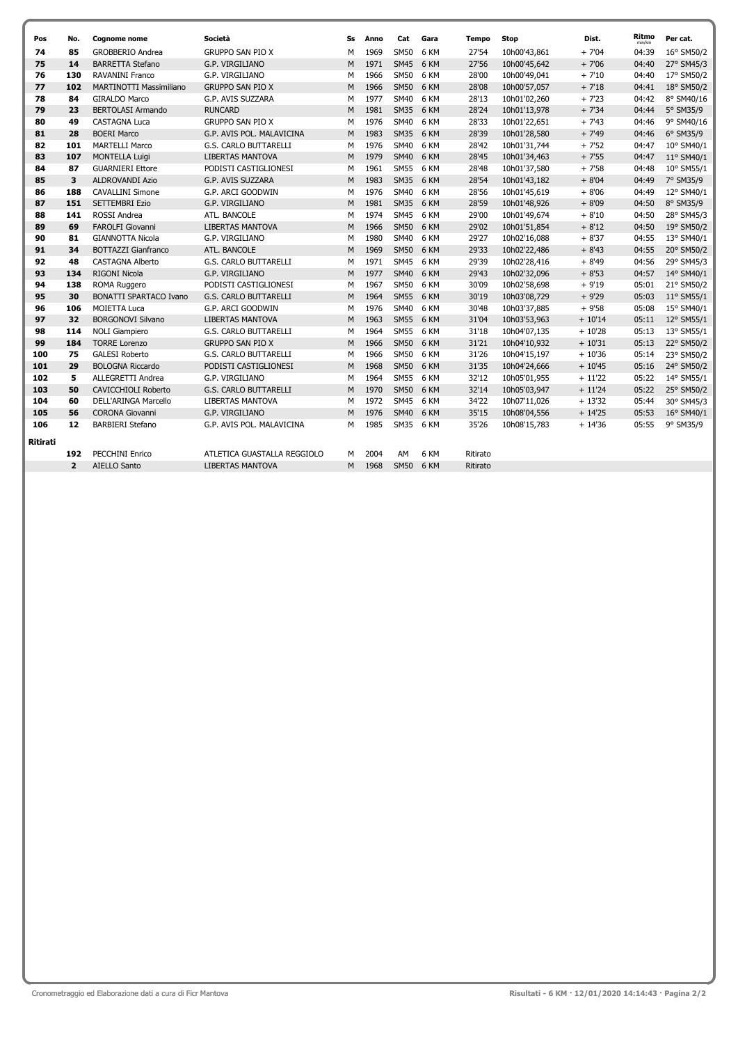| Pos | No. | Cognome nome | Società | Ss | Anno | Cat | Gara | Tempo | Stop | Dist. | Ritmo min/km | Per cat. |
|---|---|---|---|---|---|---|---|---|---|---|---|---|
| 74 | 85 | GROBBERIO Andrea | GRUPPO SAN PIO X | M | 1969 | SM50 | 6 KM | 27'54 | 10h00'43,861 | + 7'04 | 04:39 | 16° SM50/2 |
| 75 | 14 | BARRETTA Stefano | G.P. VIRGILIANO | M | 1971 | SM45 | 6 KM | 27'56 | 10h00'45,642 | + 7'06 | 04:40 | 27° SM45/3 |
| 76 | 130 | RAVANINI Franco | G.P. VIRGILIANO | M | 1966 | SM50 | 6 KM | 28'00 | 10h00'49,041 | + 7'10 | 04:40 | 17° SM50/2 |
| 77 | 102 | MARTINOTTI Massimiliano | GRUPPO SAN PIO X | M | 1966 | SM50 | 6 KM | 28'08 | 10h00'57,057 | + 7'18 | 04:41 | 18° SM50/2 |
| 78 | 84 | GIRALDO Marco | G.P. AVIS SUZZARA | M | 1977 | SM40 | 6 KM | 28'13 | 10h01'02,260 | + 7'23 | 04:42 | 8° SM40/16 |
| 79 | 23 | BERTOLASI Armando | RUNCARD | M | 1981 | SM35 | 6 KM | 28'24 | 10h01'13,978 | + 7'34 | 04:44 | 5° SM35/9 |
| 80 | 49 | CASTAGNA Luca | GRUPPO SAN PIO X | M | 1976 | SM40 | 6 KM | 28'33 | 10h01'22,651 | + 7'43 | 04:46 | 9° SM40/16 |
| 81 | 28 | BOERI Marco | G.P. AVIS POL. MALAVICINA | M | 1983 | SM35 | 6 KM | 28'39 | 10h01'28,580 | + 7'49 | 04:46 | 6° SM35/9 |
| 82 | 101 | MARTELLI Marco | G.S. CARLO BUTTARELLI | M | 1976 | SM40 | 6 KM | 28'42 | 10h01'31,744 | + 7'52 | 04:47 | 10° SM40/1 |
| 83 | 107 | MONTELLA Luigi | LIBERTAS MANTOVA | M | 1979 | SM40 | 6 KM | 28'45 | 10h01'34,463 | + 7'55 | 04:47 | 11° SM40/1 |
| 84 | 87 | GUARNIERI Ettore | PODISTI CASTIGLIONESI | M | 1961 | SM55 | 6 KM | 28'48 | 10h01'37,580 | + 7'58 | 04:48 | 10° SM55/1 |
| 85 | 3 | ALDROVANDI Azio | G.P. AVIS SUZZARA | M | 1983 | SM35 | 6 KM | 28'54 | 10h01'43,182 | + 8'04 | 04:49 | 7° SM35/9 |
| 86 | 188 | CAVALLINI Simone | G.P. ARCI GOODWIN | M | 1976 | SM40 | 6 KM | 28'56 | 10h01'45,619 | + 8'06 | 04:49 | 12° SM40/1 |
| 87 | 151 | SETTEMBRI Ezio | G.P. VIRGILIANO | M | 1981 | SM35 | 6 KM | 28'59 | 10h01'48,926 | + 8'09 | 04:50 | 8° SM35/9 |
| 88 | 141 | ROSSI Andrea | ATL. BANCOLE | M | 1974 | SM45 | 6 KM | 29'00 | 10h01'49,674 | + 8'10 | 04:50 | 28° SM45/3 |
| 89 | 69 | FAROLFI Giovanni | LIBERTAS MANTOVA | M | 1966 | SM50 | 6 KM | 29'02 | 10h01'51,854 | + 8'12 | 04:50 | 19° SM50/2 |
| 90 | 81 | GIANNOTTA Nicola | G.P. VIRGILIANO | M | 1980 | SM40 | 6 KM | 29'27 | 10h02'16,088 | + 8'37 | 04:55 | 13° SM40/1 |
| 91 | 34 | BOTTAZZI Gianfranco | ATL. BANCOLE | M | 1969 | SM50 | 6 KM | 29'33 | 10h02'22,486 | + 8'43 | 04:55 | 20° SM50/2 |
| 92 | 48 | CASTAGNA Alberto | G.S. CARLO BUTTARELLI | M | 1971 | SM45 | 6 KM | 29'39 | 10h02'28,416 | + 8'49 | 04:56 | 29° SM45/3 |
| 93 | 134 | RIGONI Nicola | G.P. VIRGILIANO | M | 1977 | SM40 | 6 KM | 29'43 | 10h02'32,096 | + 8'53 | 04:57 | 14° SM40/1 |
| 94 | 138 | ROMA Ruggero | PODISTI CASTIGLIONESI | M | 1967 | SM50 | 6 KM | 30'09 | 10h02'58,698 | + 9'19 | 05:01 | 21° SM50/2 |
| 95 | 30 | BONATTI SPARTACO Ivano | G.S. CARLO BUTTARELLI | M | 1964 | SM55 | 6 KM | 30'19 | 10h03'08,729 | + 9'29 | 05:03 | 11° SM55/1 |
| 96 | 106 | MOIETTA Luca | G.P. ARCI GOODWIN | M | 1976 | SM40 | 6 KM | 30'48 | 10h03'37,885 | + 9'58 | 05:08 | 15° SM40/1 |
| 97 | 32 | BORGONOVI Silvano | LIBERTAS MANTOVA | M | 1963 | SM55 | 6 KM | 31'04 | 10h03'53,963 | + 10'14 | 05:11 | 12° SM55/1 |
| 98 | 114 | NOLI Giampiero | G.S. CARLO BUTTARELLI | M | 1964 | SM55 | 6 KM | 31'18 | 10h04'07,135 | + 10'28 | 05:13 | 13° SM55/1 |
| 99 | 184 | TORRE Lorenzo | GRUPPO SAN PIO X | M | 1966 | SM50 | 6 KM | 31'21 | 10h04'10,932 | + 10'31 | 05:13 | 22° SM50/2 |
| 100 | 75 | GALESI Roberto | G.S. CARLO BUTTARELLI | M | 1966 | SM50 | 6 KM | 31'26 | 10h04'15,197 | + 10'36 | 05:14 | 23° SM50/2 |
| 101 | 29 | BOLOGNA Riccardo | PODISTI CASTIGLIONESI | M | 1968 | SM50 | 6 KM | 31'35 | 10h04'24,666 | + 10'45 | 05:16 | 24° SM50/2 |
| 102 | 5 | ALLEGRETTI Andrea | G.P. VIRGILIANO | M | 1964 | SM55 | 6 KM | 32'12 | 10h05'01,955 | + 11'22 | 05:22 | 14° SM55/1 |
| 103 | 50 | CAVICCHIOLI Roberto | G.S. CARLO BUTTARELLI | M | 1970 | SM50 | 6 KM | 32'14 | 10h05'03,947 | + 11'24 | 05:22 | 25° SM50/2 |
| 104 | 60 | DELL'ARINGA Marcello | LIBERTAS MANTOVA | M | 1972 | SM45 | 6 KM | 34'22 | 10h07'11,026 | + 13'32 | 05:44 | 30° SM45/3 |
| 105 | 56 | CORONA Giovanni | G.P. VIRGILIANO | M | 1976 | SM40 | 6 KM | 35'15 | 10h08'04,556 | + 14'25 | 05:53 | 16° SM40/1 |
| 106 | 12 | BARBIERI Stefano | G.P. AVIS POL. MALAVICINA | M | 1985 | SM35 | 6 KM | 35'26 | 10h08'15,783 | + 14'36 | 05:55 | 9° SM35/9 |
| **Ritirati** | | | | | | | | | | | | |
| | 192 | PECCHINI Enrico | ATLETICA GUASTALLA REGGIOLO | M | 2004 | AM | 6 KM | Ritirato | | | | |
| | 2 | AIELLO Santo | LIBERTAS MANTOVA | M | 1968 | SM50 | 6 KM | Ritirato | | | | |

Cronometraggio ed Elaborazione dati a cura di Ficr Mantova

Risultati - 6 KM · 12/01/2020 14:14:43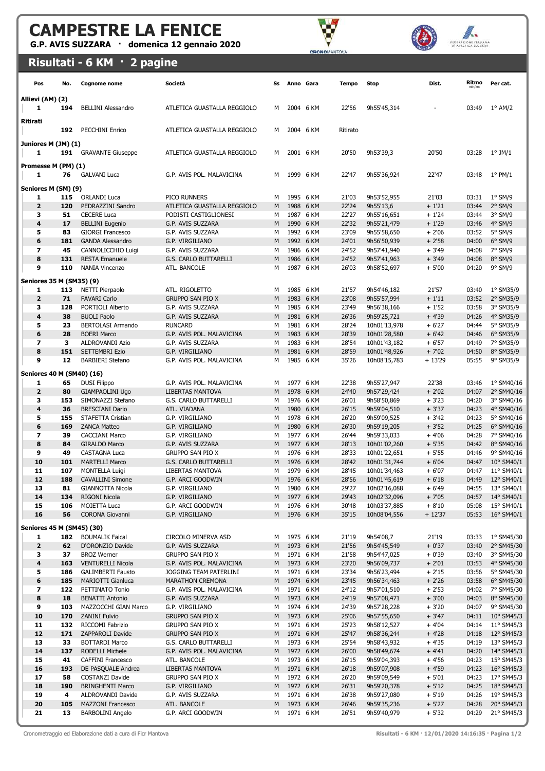# CAMPESTRE LA FENICE

**G.P. AVIS SUZZARA · domenica 12 gennaio 2020**

## Risultati - 6 KM · 2 pagine

| Pos | No. | Cognome nome | Società | Ss | Anno | Gara | Tempo | Stop | Dist. | Ritmo min/km | Per cat. |
|---|---|---|---|---|---|---|---|---|---|---|---|
| **Allievi (AM) (2)** | | | | | | | | | | | |
| 1 | 194 | BELLINI Alessandro | ATLETICA GUASTALLA REGGIOLO | M | 2004 | 6 KM | 22'56 | 9h55'45,314 | - | 03:49 | 1° AM/2 |
| **Ritirati** | | | | | | | | | | | |
| | 192 | PECCHINI Enrico | ATLETICA GUASTALLA REGGIOLO | M | 2004 | 6 KM | Ritirato | | | | |
| **Juniores M (JM) (1)** | | | | | | | | | | | |
| 1 | 191 | GRAVANTE Giuseppe | ATLETICA GUASTALLA REGGIOLO | M | 2001 | 6 KM | 20'50 | 9h53'39,3 | 20'50 | 03:28 | 1° JM/1 |
| **Promesse M (PM) (1)** | | | | | | | | | | | |
| 1 | 76 | GALVANI Luca | G.P. AVIS POL. MALAVICINA | M | 1999 | 6 KM | 22'47 | 9h55'36,924 | 22'47 | 03:48 | 1° PM/1 |
| **Seniores M (SM) (9)** | | | | | | | | | | | |
| 1 | 115 | ORLANDI Luca | PICO RUNNERS | M | 1995 | 6 KM | 21'03 | 9h53'52,955 | 21'03 | 03:31 | 1° SM/9 |
| 2 | 120 | PEDRAZZINI Sandro | ATLETICA GUASTALLA REGGIOLO | M | 1988 | 6 KM | 22'24 | 9h55'13,6 | + 1'21 | 03:44 | 2° SM/9 |
| 3 | 51 | CECERE Luca | PODISTI CASTIGLIONESI | M | 1987 | 6 KM | 22'27 | 9h55'16,651 | + 1'24 | 03:44 | 3° SM/9 |
| 4 | 17 | BELLINI Eugenio | G.P. AVIS SUZZARA | M | 1990 | 6 KM | 22'32 | 9h55'21,479 | + 1'29 | 03:46 | 4° SM/9 |
| 5 | 83 | GIORGI Francesco | G.P. AVIS SUZZARA | M | 1992 | 6 KM | 23'09 | 9h55'58,650 | + 2'06 | 03:52 | 5° SM/9 |
| 6 | 181 | GANDA Alessandro | G.P. VIRGILIANO | M | 1992 | 6 KM | 24'01 | 9h56'50,939 | + 2'58 | 04:00 | 6° SM/9 |
| 7 | 45 | CANNOLICCHIO Luigi | G.P. AVIS SUZZARA | M | 1986 | 6 KM | 24'52 | 9h57'41,940 | + 3'49 | 04:08 | 7° SM/9 |
| 8 | 131 | RESTA Emanuele | G.S. CARLO BUTTARELLI | M | 1986 | 6 KM | 24'52 | 9h57'41,963 | + 3'49 | 04:08 | 8° SM/9 |
| 9 | 110 | NANIA Vincenzo | ATL. BANCOLE | M | 1987 | 6 KM | 26'03 | 9h58'52,697 | + 5'00 | 04:20 | 9° SM/9 |
| **Seniores 35 M (SM35) (9)** | | | | | | | | | | | |
| 1 | 113 | NETTI Pierpaolo | ATL. RIGOLETTO | M | 1985 | 6 KM | 21'57 | 9h54'46,182 | 21'57 | 03:40 | 1° SM35/9 |
| 2 | 71 | FAVARI Carlo | GRUPPO SAN PIO X | M | 1983 | 6 KM | 23'08 | 9h55'57,994 | + 1'11 | 03:52 | 2° SM35/9 |
| 3 | 128 | PORTIOLI Alberto | G.P. AVIS SUZZARA | M | 1985 | 6 KM | 23'49 | 9h56'38,166 | + 1'52 | 03:58 | 3° SM35/9 |
| 4 | 38 | BUOLI Paolo | G.P. AVIS SUZZARA | M | 1981 | 6 KM | 26'36 | 9h59'25,721 | + 4'39 | 04:26 | 4° SM35/9 |
| 5 | 23 | BERTOLASI Armando | RUNCARD | M | 1981 | 6 KM | 28'24 | 10h01'13,978 | + 6'27 | 04:44 | 5° SM35/9 |
| 6 | 28 | BOERI Marco | G.P. AVIS POL. MALAVICINA | M | 1983 | 6 KM | 28'39 | 10h01'28,580 | + 6'42 | 04:46 | 6° SM35/9 |
| 7 | 3 | ALDROVANDI Azio | G.P. AVIS SUZZARA | M | 1983 | 6 KM | 28'54 | 10h01'43,182 | + 6'57 | 04:49 | 7° SM35/9 |
| 8 | 151 | SETTEMBRI Ezio | G.P. VIRGILIANO | M | 1981 | 6 KM | 28'59 | 10h01'48,926 | + 7'02 | 04:50 | 8° SM35/9 |
| 9 | 12 | BARBIERI Stefano | G.P. AVIS POL. MALAVICINA | M | 1985 | 6 KM | 35'26 | 10h08'15,783 | + 13'29 | 05:55 | 9° SM35/9 |
| **Seniores 40 M (SM40) (16)** | | | | | | | | | | | |
| 1 | 65 | DUSI Filippo | G.P. AVIS POL. MALAVICINA | M | 1977 | 6 KM | 22'38 | 9h55'27,947 | 22'38 | 03:46 | 1° SM40/16 |
| 2 | 80 | GIAMPAOLINI Ugo | LIBERTAS MANTOVA | M | 1978 | 6 KM | 24'40 | 9h57'29,424 | + 2'02 | 04:07 | 2° SM40/16 |
| 3 | 153 | SIMONAZZI Stefano | G.S. CARLO BUTTARELLI | M | 1976 | 6 KM | 26'01 | 9h58'50,869 | + 3'23 | 04:20 | 3° SM40/16 |
| 4 | 36 | BRESCIANI Dario | ATL. VIADANA | M | 1980 | 6 KM | 26'15 | 9h59'04,510 | + 3'37 | 04:23 | 4° SM40/16 |
| 5 | 155 | STAFETTA Cristian | G.P. VIRGILIANO | M | 1978 | 6 KM | 26'20 | 9h59'09,525 | + 3'42 | 04:23 | 5° SM40/16 |
| 6 | 169 | ZANCA Matteo | G.P. VIRGILIANO | M | 1980 | 6 KM | 26'30 | 9h59'19,205 | + 3'52 | 04:25 | 6° SM40/16 |
| 7 | 39 | CACCIANI Marco | G.P. VIRGILIANO | M | 1977 | 6 KM | 26'44 | 9h59'33,033 | + 4'06 | 04:28 | 7° SM40/16 |
| 8 | 84 | GIRALDO Marco | G.P. AVIS SUZZARA | M | 1977 | 6 KM | 28'13 | 10h01'02,260 | + 5'35 | 04:42 | 8° SM40/16 |
| 9 | 49 | CASTAGNA Luca | GRUPPO SAN PIO X | M | 1976 | 6 KM | 28'33 | 10h01'22,651 | + 5'55 | 04:46 | 9° SM40/16 |
| 10 | 101 | MARTELLI Marco | G.S. CARLO BUTTARELLI | M | 1976 | 6 KM | 28'42 | 10h01'31,744 | + 6'04 | 04:47 | 10° SM40/1 |
| 11 | 107 | MONTELLA Luigi | LIBERTAS MANTOVA | M | 1979 | 6 KM | 28'45 | 10h01'34,463 | + 6'07 | 04:47 | 11° SM40/1 |
| 12 | 188 | CAVALLINI Simone | G.P. ARCI GOODWIN | M | 1976 | 6 KM | 28'56 | 10h01'45,619 | + 6'18 | 04:49 | 12° SM40/1 |
| 13 | 81 | GIANNOTTA Nicola | G.P. VIRGILIANO | M | 1980 | 6 KM | 29'27 | 10h02'16,088 | + 6'49 | 04:55 | 13° SM40/1 |
| 14 | 134 | RIGONI Nicola | G.P. VIRGILIANO | M | 1977 | 6 KM | 29'43 | 10h02'32,096 | + 7'05 | 04:57 | 14° SM40/1 |
| 15 | 106 | MOIETTA Luca | G.P. ARCI GOODWIN | M | 1976 | 6 KM | 30'48 | 10h03'37,885 | + 8'10 | 05:08 | 15° SM40/1 |
| 16 | 56 | CORONA Giovanni | G.P. VIRGILIANO | M | 1976 | 6 KM | 35'15 | 10h08'04,556 | + 12'37 | 05:53 | 16° SM40/1 |
| **Seniores 45 M (SM45) (30)** | | | | | | | | | | | |
| 1 | 182 | BOUMALIK Faical | CIRCOLO MINERVA ASD | M | 1975 | 6 KM | 21'19 | 9h54'08,7 | 21'19 | 03:33 | 1° SM45/30 |
| 2 | 62 | D'ORONZIO Davide | G.P. AVIS SUZZARA | M | 1973 | 6 KM | 21'56 | 9h54'45,549 | + 0'37 | 03:40 | 2° SM45/30 |
| 3 | 37 | BROZ Werner | GRUPPO SAN PIO X | M | 1971 | 6 KM | 21'58 | 9h54'47,025 | + 0'39 | 03:40 | 3° SM45/30 |
| 4 | 163 | VENTURELLI Nicola | G.P. AVIS POL. MALAVICINA | M | 1973 | 6 KM | 23'20 | 9h56'09,737 | + 2'01 | 03:53 | 4° SM45/30 |
| 5 | 186 | GALIMBERTI Fausto | JOGGING TEAM PATERLINI | M | 1971 | 6 KM | 23'34 | 9h56'23,494 | + 2'15 | 03:56 | 5° SM45/30 |
| 6 | 185 | MARIOTTI Gianluca | MARATHON CREMONA | M | 1974 | 6 KM | 23'45 | 9h56'34,463 | + 2'26 | 03:58 | 6° SM45/30 |
| 7 | 122 | PETTINATO Tonio | G.P. AVIS POL. MALAVICINA | M | 1971 | 6 KM | 24'12 | 9h57'01,510 | + 2'53 | 04:02 | 7° SM45/30 |
| 8 | 18 | BENATTI Antonio | G.P. AVIS SUZZARA | M | 1973 | 6 KM | 24'19 | 9h57'08,471 | + 3'00 | 04:03 | 8° SM45/30 |
| 9 | 103 | MAZZOCCHI GIAN Marco | G.P. VIRGILIANO | M | 1974 | 6 KM | 24'39 | 9h57'28,228 | + 3'20 | 04:07 | 9° SM45/30 |
| 10 | 170 | ZANINI Fulvio | GRUPPO SAN PIO X | M | 1973 | 6 KM | 25'06 | 9h57'55,650 | + 3'47 | 04:11 | 10° SM45/3 |
| 11 | 132 | RICCOMI Fabrizio | GRUPPO SAN PIO X | M | 1971 | 6 KM | 25'23 | 9h58'12,527 | + 4'04 | 04:14 | 11° SM45/3 |
| 12 | 171 | ZAPPAROLI Davide | GRUPPO SAN PIO X | M | 1971 | 6 KM | 25'47 | 9h58'36,244 | + 4'28 | 04:18 | 12° SM45/3 |
| 13 | 33 | BOTTARDI Marco | G.S. CARLO BUTTARELLI | M | 1973 | 6 KM | 25'54 | 9h58'43,932 | + 4'35 | 04:19 | 13° SM45/3 |
| 14 | 137 | RODELLI Michele | G.P. AVIS POL. MALAVICINA | M | 1972 | 6 KM | 26'00 | 9h58'49,674 | + 4'41 | 04:20 | 14° SM45/3 |
| 15 | 41 | CAFFINI Francesco | ATL. BANCOLE | M | 1973 | 6 KM | 26'15 | 9h59'04,393 | + 4'56 | 04:23 | 15° SM45/3 |
| 16 | 193 | DE PASQUALE Andrea | LIBERTAS MANTOVA | M | 1971 | 6 KM | 26'18 | 9h59'07,908 | + 4'59 | 04:23 | 16° SM45/3 |
| 17 | 58 | COSTANZI Davide | GRUPPO SAN PIO X | M | 1972 | 6 KM | 26'20 | 9h59'09,549 | + 5'01 | 04:23 | 17° SM45/3 |
| 18 | 190 | BRINGHENTI Marco | G.P. VIRGILIANO | M | 1972 | 6 KM | 26'31 | 9h59'20,378 | + 5'12 | 04:25 | 18° SM45/3 |
| 19 | 4 | ALDROVANDI Davide | G.P. AVIS SUZZARA | M | 1971 | 6 KM | 26'38 | 9h59'27,080 | + 5'19 | 04:26 | 19° SM45/3 |
| 20 | 105 | MAZZONI Francesco | ATL. BANCOLE | M | 1973 | 6 KM | 26'46 | 9h59'35,236 | + 5'27 | 04:28 | 20° SM45/3 |
| 21 | 13 | BARBOLINI Angelo | G.P. ARCI GOODWIN | M | 1971 | 6 KM | 26'51 | 9h59'40,979 | + 5'32 | 04:29 | 21° SM45/3 |

Cronometraggio ed Elaborazione dati a cura di Ficr Mantova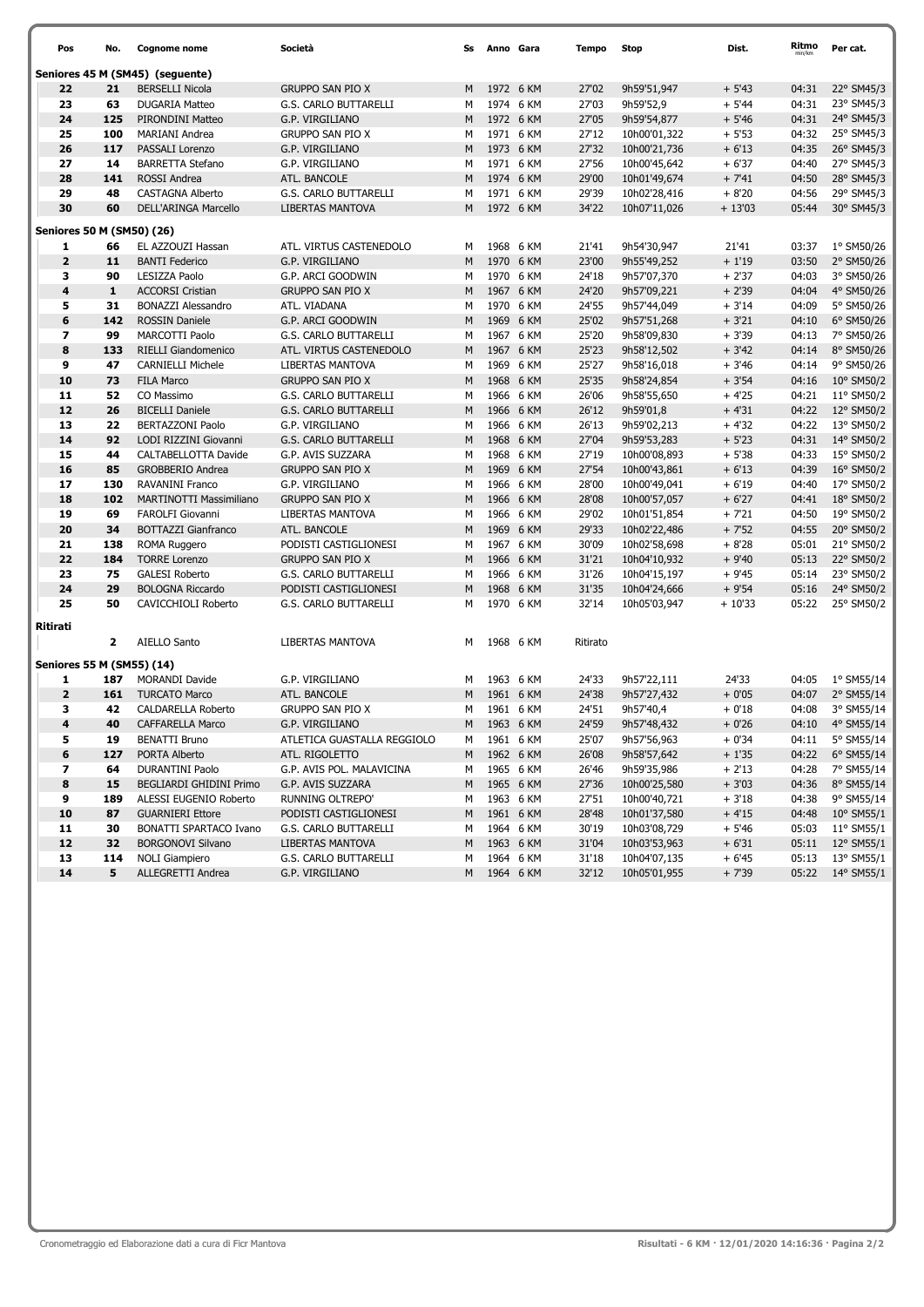| Pos | No. | Cognome nome | Società | Ss | Anno | Gara | Tempo | Stop | Dist. | Ritmo min/km | Per cat. |
|---|---|---|---|---|---|---|---|---|---|---|---|
| **Seniores 45 M (SM45) (seguente)** | | | | | | | | | | | |
| 22 | 21 | BERSELLI Nicola | GRUPPO SAN PIO X | M | 1972 | 6 KM | 27'02 | 9h59'51,947 | + 5'43 | 04:31 | 22° SM45/3 |
| 23 | 63 | DUGARIA Matteo | G.S. CARLO BUTTARELLI | M | 1974 | 6 KM | 27'03 | 9h59'52,9 | + 5'44 | 04:31 | 23° SM45/3 |
| 24 | 125 | PIRONDINI Matteo | G.P. VIRGILIANO | M | 1972 | 6 KM | 27'05 | 9h59'54,877 | + 5'46 | 04:31 | 24° SM45/3 |
| 25 | 100 | MARIANI Andrea | GRUPPO SAN PIO X | M | 1971 | 6 KM | 27'12 | 10h00'01,322 | + 5'53 | 04:32 | 25° SM45/3 |
| 26 | 117 | PASSALI Lorenzo | G.P. VIRGILIANO | M | 1973 | 6 KM | 27'32 | 10h00'21,736 | + 6'13 | 04:35 | 26° SM45/3 |
| 27 | 14 | BARRETTA Stefano | G.P. VIRGILIANO | M | 1971 | 6 KM | 27'56 | 10h00'45,642 | + 6'37 | 04:40 | 27° SM45/3 |
| 28 | 141 | ROSSI Andrea | ATL. BANCOLE | M | 1974 | 6 KM | 29'00 | 10h01'49,674 | + 7'41 | 04:50 | 28° SM45/3 |
| 29 | 48 | CASTAGNA Alberto | G.S. CARLO BUTTARELLI | M | 1971 | 6 KM | 29'39 | 10h02'28,416 | + 8'20 | 04:56 | 29° SM45/3 |
| 30 | 60 | DELL'ARINGA Marcello | LIBERTAS MANTOVA | M | 1972 | 6 KM | 34'22 | 10h07'11,026 | + 13'03 | 05:44 | 30° SM45/3 |
| **Seniores 50 M (SM50) (26)** | | | | | | | | | | | |
| 1 | 66 | EL AZZOUZI Hassan | ATL. VIRTUS CASTENEDOLO | M | 1968 | 6 KM | 21'41 | 9h54'30,947 | 21'41 | 03:37 | 1° SM50/26 |
| 2 | 11 | BANTI Federico | G.P. VIRGILIANO | M | 1970 | 6 KM | 23'00 | 9h55'49,252 | + 1'19 | 03:50 | 2° SM50/26 |
| 3 | 90 | LESIZZA Paolo | G.P. ARCI GOODWIN | M | 1970 | 6 KM | 24'18 | 9h57'07,370 | + 2'37 | 04:03 | 3° SM50/26 |
| 4 | 1 | ACCORSI Cristian | GRUPPO SAN PIO X | M | 1967 | 6 KM | 24'20 | 9h57'09,221 | + 2'39 | 04:04 | 4° SM50/26 |
| 5 | 31 | BONAZZI Alessandro | ATL. VIADANA | M | 1970 | 6 KM | 24'55 | 9h57'44,049 | + 3'14 | 04:09 | 5° SM50/26 |
| 6 | 142 | ROSSIN Daniele | G.P. ARCI GOODWIN | M | 1969 | 6 KM | 25'02 | 9h57'51,268 | + 3'21 | 04:10 | 6° SM50/26 |
| 7 | 99 | MARCOTTI Paolo | G.S. CARLO BUTTARELLI | M | 1967 | 6 KM | 25'20 | 9h58'09,830 | + 3'39 | 04:13 | 7° SM50/26 |
| 8 | 133 | RIELLI Giandomenico | ATL. VIRTUS CASTENEDOLO | M | 1967 | 6 KM | 25'23 | 9h58'12,502 | + 3'42 | 04:14 | 8° SM50/26 |
| 9 | 47 | CARNIELLI Michele | LIBERTAS MANTOVA | M | 1969 | 6 KM | 25'27 | 9h58'16,018 | + 3'46 | 04:14 | 9° SM50/26 |
| 10 | 73 | FILA Marco | GRUPPO SAN PIO X | M | 1968 | 6 KM | 25'35 | 9h58'24,854 | + 3'54 | 04:16 | 10° SM50/2 |
| 11 | 52 | CO Massimo | G.S. CARLO BUTTARELLI | M | 1966 | 6 KM | 26'06 | 9h58'55,650 | + 4'25 | 04:21 | 11° SM50/2 |
| 12 | 26 | BICELLI Daniele | G.S. CARLO BUTTARELLI | M | 1966 | 6 KM | 26'12 | 9h59'01,8 | + 4'31 | 04:22 | 12° SM50/2 |
| 13 | 22 | BERTAZZONI Paolo | G.P. VIRGILIANO | M | 1966 | 6 KM | 26'13 | 9h59'02,213 | + 4'32 | 04:22 | 13° SM50/2 |
| 14 | 92 | LODI RIZZINI Giovanni | G.S. CARLO BUTTARELLI | M | 1968 | 6 KM | 27'04 | 9h59'53,283 | + 5'23 | 04:31 | 14° SM50/2 |
| 15 | 44 | CALTABELLOTTA Davide | G.P. AVIS SUZZARA | M | 1968 | 6 KM | 27'19 | 10h00'08,893 | + 5'38 | 04:33 | 15° SM50/2 |
| 16 | 85 | GROBBERIO Andrea | GRUPPO SAN PIO X | M | 1969 | 6 KM | 27'54 | 10h00'43,861 | + 6'13 | 04:39 | 16° SM50/2 |
| 17 | 130 | RAVANINI Franco | G.P. VIRGILIANO | M | 1966 | 6 KM | 28'00 | 10h00'49,041 | + 6'19 | 04:40 | 17° SM50/2 |
| 18 | 102 | MARTINOTTI Massimiliano | GRUPPO SAN PIO X | M | 1966 | 6 KM | 28'08 | 10h00'57,057 | + 6'27 | 04:41 | 18° SM50/2 |
| 19 | 69 | FAROLFI Giovanni | LIBERTAS MANTOVA | M | 1966 | 6 KM | 29'02 | 10h01'51,854 | + 7'21 | 04:50 | 19° SM50/2 |
| 20 | 34 | BOTTAZZI Gianfranco | ATL. BANCOLE | M | 1969 | 6 KM | 29'33 | 10h02'22,486 | + 7'52 | 04:55 | 20° SM50/2 |
| 21 | 138 | ROMA Ruggero | PODISTI CASTIGLIONESI | M | 1967 | 6 KM | 30'09 | 10h02'58,698 | + 8'28 | 05:01 | 21° SM50/2 |
| 22 | 184 | TORRE Lorenzo | GRUPPO SAN PIO X | M | 1966 | 6 KM | 31'21 | 10h04'10,932 | + 9'40 | 05:13 | 22° SM50/2 |
| 23 | 75 | GALESI Roberto | G.S. CARLO BUTTARELLI | M | 1966 | 6 KM | 31'26 | 10h04'15,197 | + 9'45 | 05:14 | 23° SM50/2 |
| 24 | 29 | BOLOGNA Riccardo | PODISTI CASTIGLIONESI | M | 1968 | 6 KM | 31'35 | 10h04'24,666 | + 9'54 | 05:16 | 24° SM50/2 |
| 25 | 50 | CAVICCHIOLI Roberto | G.S. CARLO BUTTARELLI | M | 1970 | 6 KM | 32'14 | 10h05'03,947 | + 10'33 | 05:22 | 25° SM50/2 |
| **Ritirati** | | | | | | | | | | | |
| | 2 | AIELLO Santo | LIBERTAS MANTOVA | M | 1968 | 6 KM | Ritirato | | | | |
| **Seniores 55 M (SM55) (14)** | | | | | | | | | | | |
| 1 | 187 | MORANDI Davide | G.P. VIRGILIANO | M | 1963 | 6 KM | 24'33 | 9h57'22,111 | 24'33 | 04:05 | 1° SM55/14 |
| 2 | 161 | TURCATO Marco | ATL. BANCOLE | M | 1961 | 6 KM | 24'38 | 9h57'27,432 | + 0'05 | 04:07 | 2° SM55/14 |
| 3 | 42 | CALDARELLA Roberto | GRUPPO SAN PIO X | M | 1961 | 6 KM | 24'51 | 9h57'40,4 | + 0'18 | 04:08 | 3° SM55/14 |
| 4 | 40 | CAFFARELLA Marco | G.P. VIRGILIANO | M | 1963 | 6 KM | 24'59 | 9h57'48,432 | + 0'26 | 04:10 | 4° SM55/14 |
| 5 | 19 | BENATTI Bruno | ATLETICA GUASTALLA REGGIOLO | M | 1961 | 6 KM | 25'07 | 9h57'56,963 | + 0'34 | 04:11 | 5° SM55/14 |
| 6 | 127 | PORTA Alberto | ATL. RIGOLETTO | M | 1962 | 6 KM | 26'08 | 9h58'57,642 | + 1'35 | 04:22 | 6° SM55/14 |
| 7 | 64 | DURANTINI Paolo | G.P. AVIS POL. MALAVICINA | M | 1965 | 6 KM | 26'46 | 9h59'35,986 | + 2'13 | 04:28 | 7° SM55/14 |
| 8 | 15 | BEGLIARDI GHIDINI Primo | G.P. AVIS SUZZARA | M | 1965 | 6 KM | 27'36 | 10h00'25,580 | + 3'03 | 04:36 | 8° SM55/14 |
| 9 | 189 | ALESSI EUGENIO Roberto | RUNNING OLTREPO' | M | 1963 | 6 KM | 27'51 | 10h00'40,721 | + 3'18 | 04:38 | 9° SM55/14 |
| 10 | 87 | GUARNIERI Ettore | PODISTI CASTIGLIONESI | M | 1961 | 6 KM | 28'48 | 10h01'37,580 | + 4'15 | 04:48 | 10° SM55/1 |
| 11 | 30 | BONATTI SPARTACO Ivano | G.S. CARLO BUTTARELLI | M | 1964 | 6 KM | 30'19 | 10h03'08,729 | + 5'46 | 05:03 | 11° SM55/1 |
| 12 | 32 | BORGONOVI Silvano | LIBERTAS MANTOVA | M | 1963 | 6 KM | 31'04 | 10h03'53,963 | + 6'31 | 05:11 | 12° SM55/1 |
| 13 | 114 | NOLI Giampiero | G.S. CARLO BUTTARELLI | M | 1964 | 6 KM | 31'18 | 10h04'07,135 | + 6'45 | 05:13 | 13° SM55/1 |
| 14 | 5 | ALLEGRETTI Andrea | G.P. VIRGILIANO | M | 1964 | 6 KM | 32'12 | 10h05'01,955 | + 7'39 | 05:22 | 14° SM55/1 |

Cronometraggio ed Elaborazione dati a cura di Ficr Mantova

Risultati - 6 KM · 12/01/2020 14:16:36